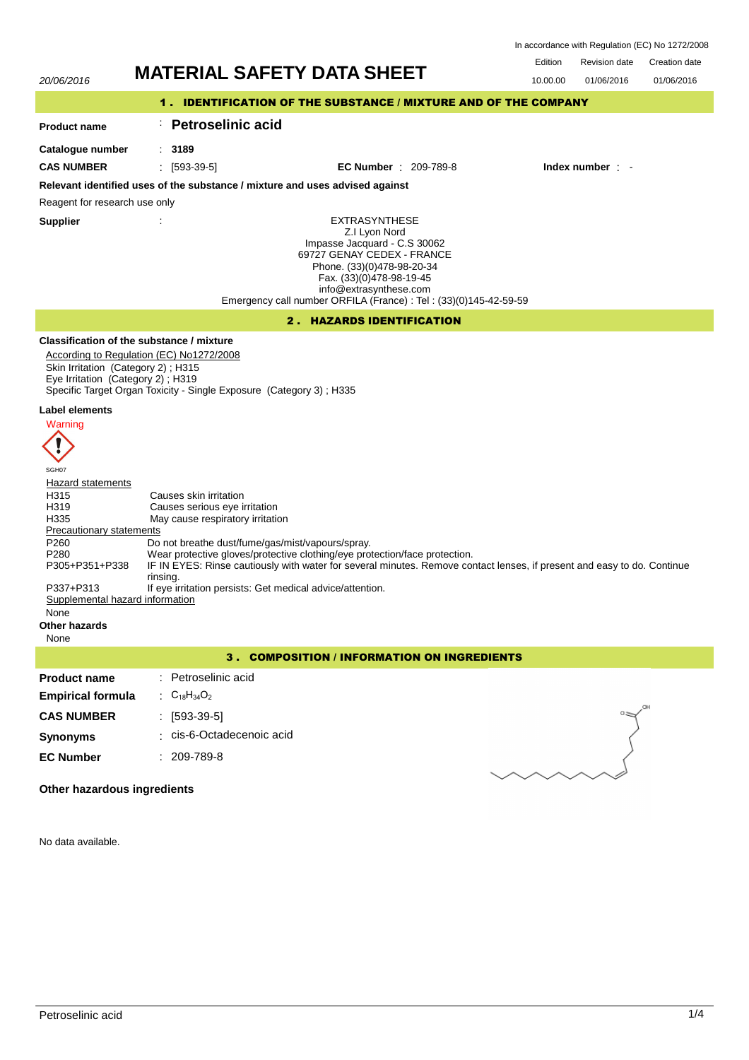In accordance with Regulation (EC) No 1272/2008

20/06/2016

# MATERIAL SAFETY DATA SHEET

| Edition | Revision date | Creation date |
|---|---|---|
| 10.00.00 | 01/06/2016 | 01/06/2016 |

## 1 . IDENTIFICATION OF THE SUBSTANCE / MIXTURE AND OF THE COMPANY

**Product name** : **Petroselinic acid**

**Catalogue number** : **3189**

**CAS NUMBER** : [593-39-5] **EC Number** : 209-789-8 **Index number** : -

**Relevant identified uses of the substance / mixture and uses advised against**

Reagent for research use only

**Supplier** :

EXTRASYNTHESE
Z.I Lyon Nord
Impasse Jacquard - C.S 30062
69727 GENAY CEDEX - FRANCE
Phone. (33)(0)478-98-20-34
Fax. (33)(0)478-98-19-45
info@extrasynthese.com
Emergency call number ORFILA (France) : Tel : (33)(0)145-42-59-59

## 2 . HAZARDS IDENTIFICATION

**Classification of the substance / mixture**

According to Regulation (EC) No1272/2008
Skin Irritation (Category 2) ; H315
Eye Irritation (Category 2) ; H319
Specific Target Organ Toxicity - Single Exposure (Category 3) ; H335

**Label elements**

Warning

SGH07

Hazard statements

| | |
|---|---|
| H315 | Causes skin irritation |
| H319 | Causes serious eye irritation |
| H335 | May cause respiratory irritation |

Precautionary statements

| | |
|---|---|
| P260 | Do not breathe dust/fume/gas/mist/vapours/spray. |
| P280 | Wear protective gloves/protective clothing/eye protection/face protection. |
| P305+P351+P338 | IF IN EYES: Rinse cautiously with water for several minutes. Remove contact lenses, if present and easy to do. Continue rinsing. |
| P337+P313 | If eye irritation persists: Get medical advice/attention. |

Supplemental hazard information

None

**Other hazards**

None

## 3 . COMPOSITION / INFORMATION ON INGREDIENTS

**Product name** : Petroselinic acid

**Empirical formula** : $C_{18}H_{34}O_2$

**CAS NUMBER** : [593-39-5]

**Synonyms** : cis-6-Octadecenoic acid

**EC Number** : 209-789-8

**Other hazardous ingredients**

No data available.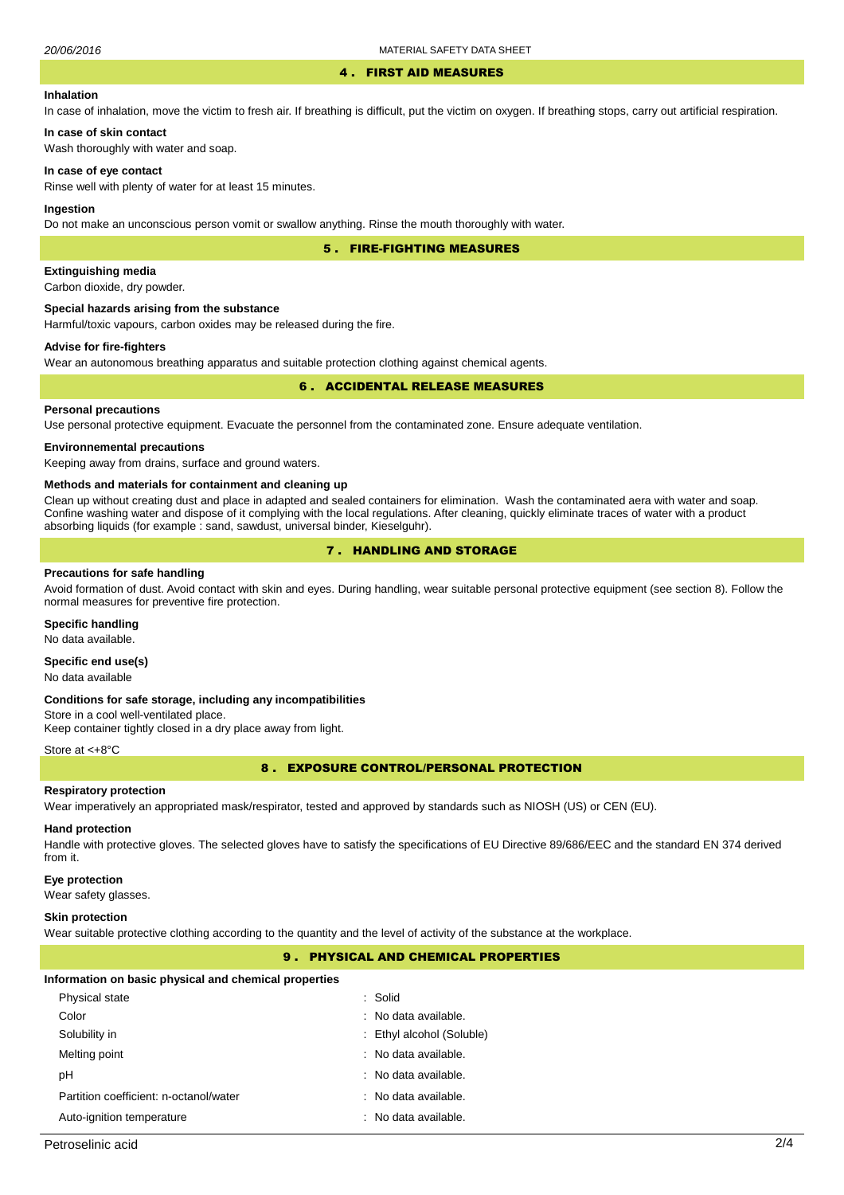## 4 . FIRST AID MEASURES

**Inhalation**

In case of inhalation, move the victim to fresh air. If breathing is difficult, put the victim on oxygen. If breathing stops, carry out artificial respiration.

**In case of skin contact**

Wash thoroughly with water and soap.

**In case of eye contact**

Rinse well with plenty of water for at least 15 minutes.

**Ingestion**

Do not make an unconscious person vomit or swallow anything. Rinse the mouth thoroughly with water.

## 5 . FIRE-FIGHTING MEASURES

**Extinguishing media**

Carbon dioxide, dry powder.

**Special hazards arising from the substance**

Harmful/toxic vapours, carbon oxides may be released during the fire.

**Advise for fire-fighters**

Wear an autonomous breathing apparatus and suitable protection clothing against chemical agents.

## 6 . ACCIDENTAL RELEASE MEASURES

**Personal precautions**

Use personal protective equipment. Evacuate the personnel from the contaminated zone. Ensure adequate ventilation.

**Environnemental precautions**

Keeping away from drains, surface and ground waters.

**Methods and materials for containment and cleaning up**

Clean up without creating dust and place in adapted and sealed containers for elimination. Wash the contaminated aera with water and soap. Confine washing water and dispose of it complying with the local regulations. After cleaning, quickly eliminate traces of water with a product absorbing liquids (for example : sand, sawdust, universal binder, Kieselguhr).

## 7 . HANDLING AND STORAGE

**Precautions for safe handling**

Avoid formation of dust. Avoid contact with skin and eyes. During handling, wear suitable personal protective equipment (see section 8). Follow the normal measures for preventive fire protection.

**Specific handling**

No data available.

**Specific end use(s)**

No data available

**Conditions for safe storage, including any incompatibilities**

Store in a cool well-ventilated place.
Keep container tightly closed in a dry place away from light.

Store at <+8°C

## 8 . EXPOSURE CONTROL/PERSONAL PROTECTION

**Respiratory protection**

Wear imperatively an appropriated mask/respirator, tested and approved by standards such as NIOSH (US) or CEN (EU).

**Hand protection**

Handle with protective gloves. The selected gloves have to satisfy the specifications of EU Directive 89/686/EEC and the standard EN 374 derived from it.

**Eye protection**

Wear safety glasses.

**Skin protection**

Wear suitable protective clothing according to the quantity and the level of activity of the substance at the workplace.

## 9 . PHYSICAL AND CHEMICAL PROPERTIES

**Information on basic physical and chemical properties**

| Property | Value |
|---|---|
| Physical state | : Solid |
| Color | : No data available. |
| Solubility in | : Ethyl alcohol (Soluble) |
| Melting point | : No data available. |
| pH | : No data available. |
| Partition coefficient: n-octanol/water | : No data available. |
| Auto-ignition temperature | : No data available. |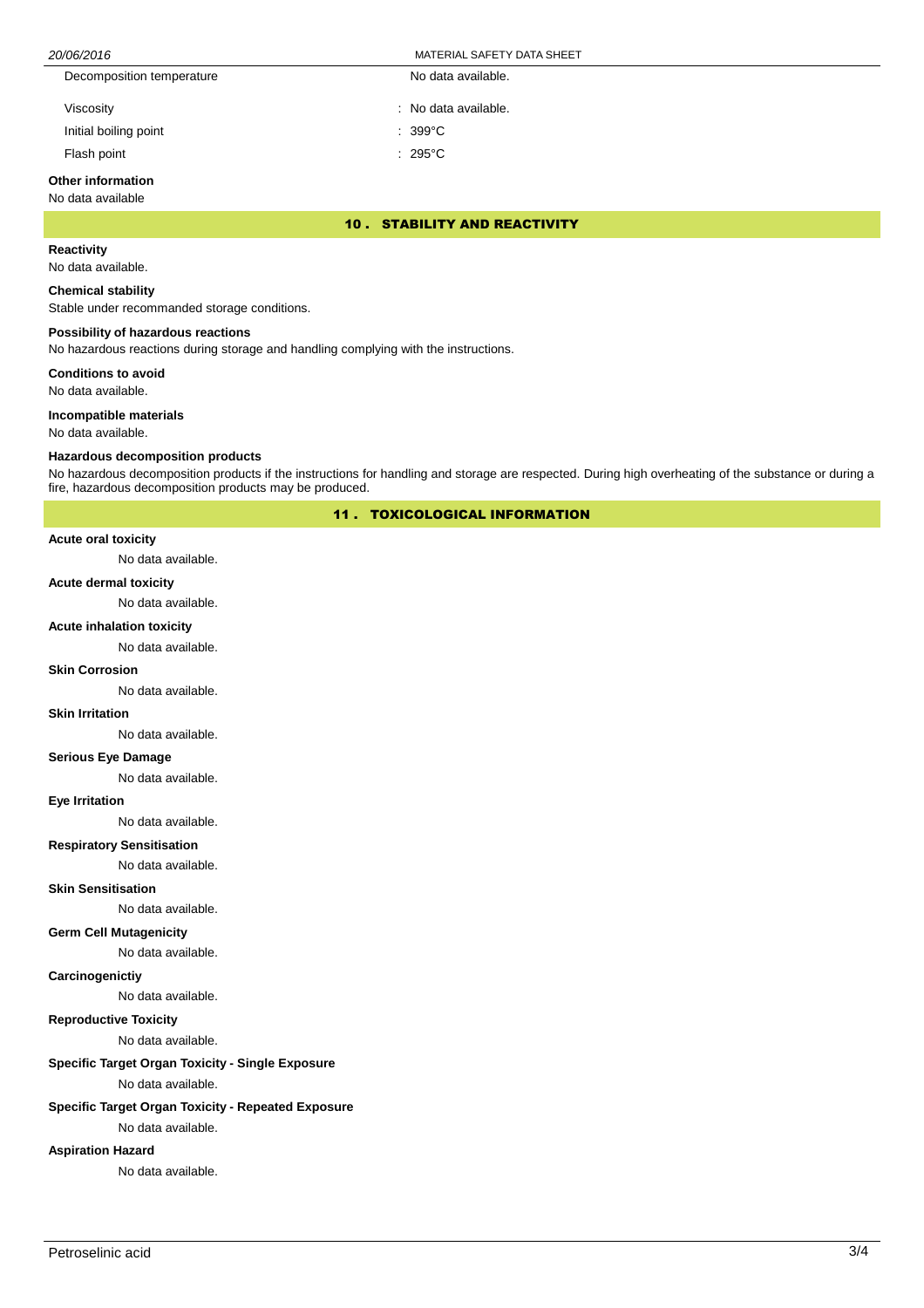| | |
|---|---|
| Decomposition temperature | No data available. |
| Viscosity | : No data available. |
| Initial boiling point | : 399°C |
| Flash point | : 295°C |

**Other information**

No data available

## 10 . STABILITY AND REACTIVITY

**Reactivity**

No data available.

**Chemical stability**

Stable under recommanded storage conditions.

**Possibility of hazardous reactions**

No hazardous reactions during storage and handling complying with the instructions.

**Conditions to avoid**

No data available.

**Incompatible materials**

No data available.

**Hazardous decomposition products**

No hazardous decomposition products if the instructions for handling and storage are respected. During high overheating of the substance or during a fire, hazardous decomposition products may be produced.

## 11 . TOXICOLOGICAL INFORMATION

**Acute oral toxicity**

No data available.

**Acute dermal toxicity**

No data available.

**Acute inhalation toxicity**

No data available.

**Skin Corrosion**

No data available.

**Skin Irritation**

No data available.

**Serious Eye Damage**

No data available.

**Eye Irritation**

No data available.

**Respiratory Sensitisation**

No data available.

**Skin Sensitisation**

No data available.

**Germ Cell Mutagenicity**

No data available.

**Carcinogenictiy**

No data available.

**Reproductive Toxicity**

No data available.

**Specific Target Organ Toxicity - Single Exposure**

No data available.

**Specific Target Organ Toxicity - Repeated Exposure**

No data available.

**Aspiration Hazard**

No data available.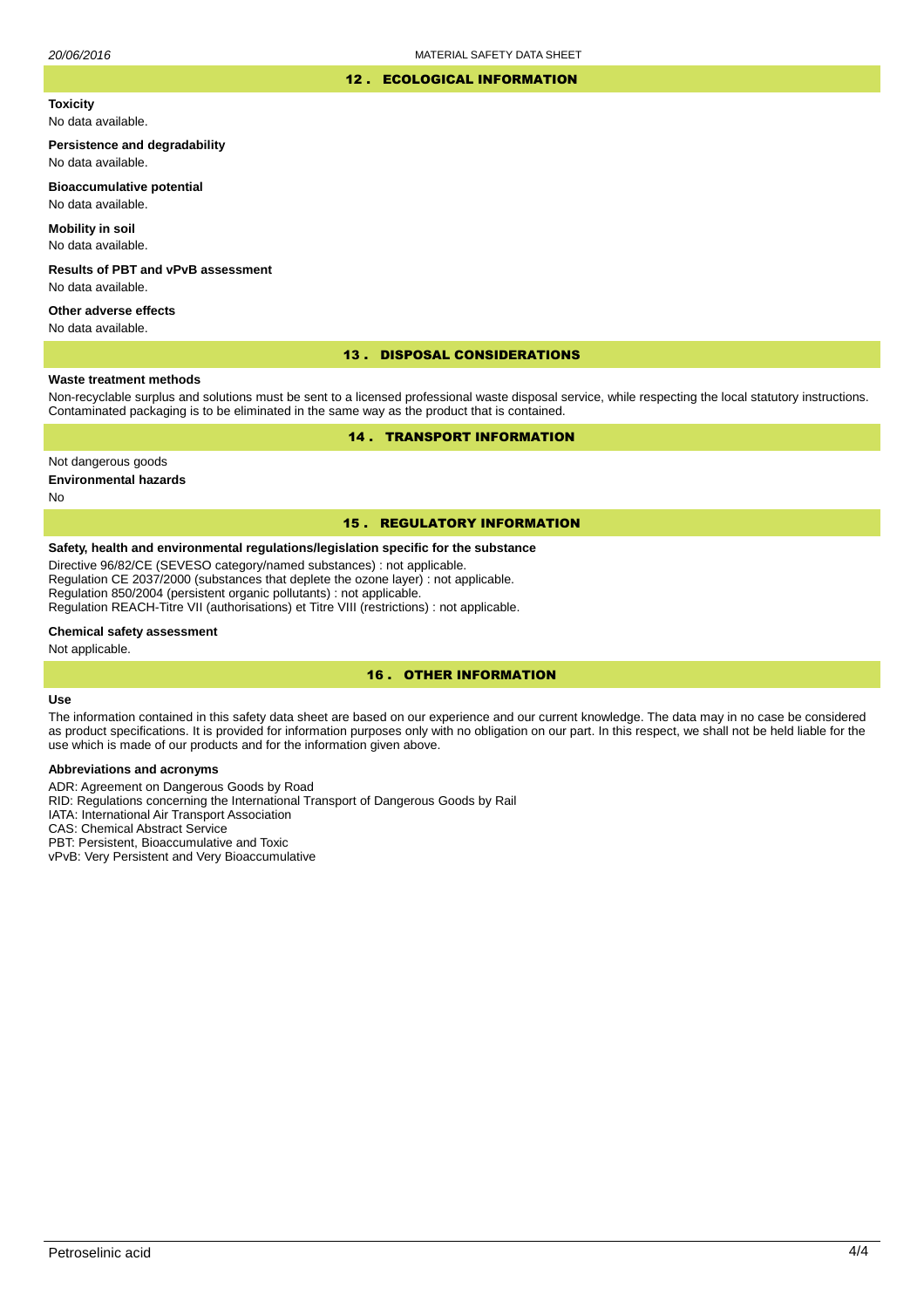## 12 . ECOLOGICAL INFORMATION

**Toxicity**

No data available.

**Persistence and degradability**

No data available.

**Bioaccumulative potential**

No data available.

**Mobility in soil**

No data available.

**Results of PBT and vPvB assessment**

No data available.

**Other adverse effects**

No data available.

## 13 . DISPOSAL CONSIDERATIONS

**Waste treatment methods**

Non-recyclable surplus and solutions must be sent to a licensed professional waste disposal service, while respecting the local statutory instructions. Contaminated packaging is to be eliminated in the same way as the product that is contained.

## 14 . TRANSPORT INFORMATION

Not dangerous goods

**Environmental hazards**

No

## 15 . REGULATORY INFORMATION

**Safety, health and environmental regulations/legislation specific for the substance**

Directive 96/82/CE (SEVESO category/named substances) : not applicable.
Regulation CE 2037/2000 (substances that deplete the ozone layer) : not applicable.
Regulation 850/2004 (persistent organic pollutants) : not applicable.
Regulation REACH-Titre VII (authorisations) et Titre VIII (restrictions) : not applicable.

**Chemical safety assessment**

Not applicable.

## 16 . OTHER INFORMATION

**Use**

The information contained in this safety data sheet are based on our experience and our current knowledge. The data may in no case be considered as product specifications. It is provided for information purposes only with no obligation on our part. In this respect, we shall not be held liable for the use which is made of our products and for the information given above.

**Abbreviations and acronyms**

ADR: Agreement on Dangerous Goods by Road
RID: Regulations concerning the International Transport of Dangerous Goods by Rail
IATA: International Air Transport Association
CAS: Chemical Abstract Service
PBT: Persistent, Bioaccumulative and Toxic
vPvB: Very Persistent and Very Bioaccumulative